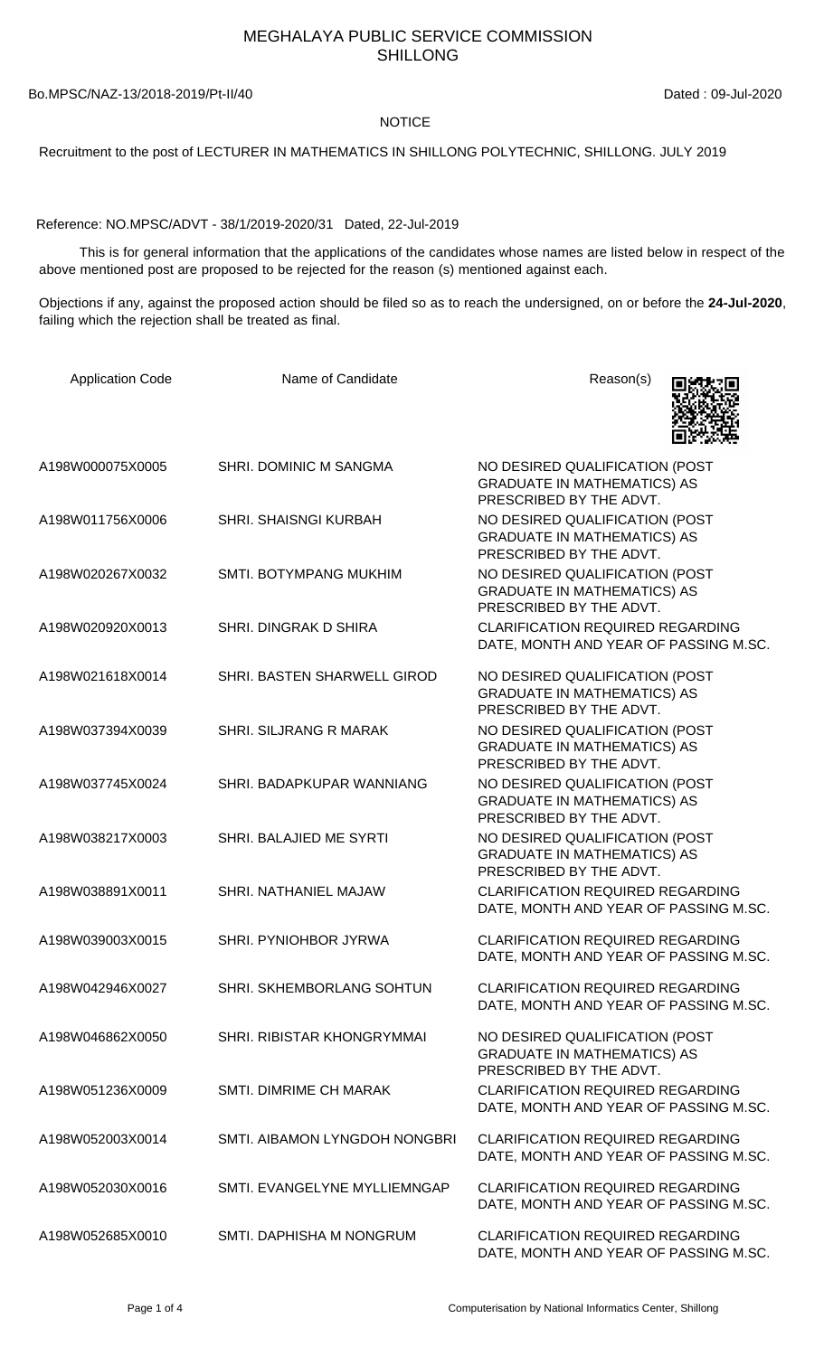# MEGHALAYA PUBLIC SERVICE COMMISSION
# SHILLONG

Bo.MPSC/NAZ-13/2018-2019/Pt-II/40 Dated : 09-Jul-2020

NOTICE

Recruitment to the post of LECTURER IN MATHEMATICS IN SHILLONG POLYTECHNIC, SHILLONG. JULY 2019

Reference: NO.MPSC/ADVT - 38/1/2019-2020/31 Dated, 22-Jul-2019

This is for general information that the applications of the candidates whose names are listed below in respect of the above mentioned post are proposed to be rejected for the reason (s) mentioned against each.

Objections if any, against the proposed action should be filed so as to reach the undersigned, on or before the **24-Jul-2020**, failing which the rejection shall be treated as final.

| Application Code | Name of Candidate | Reason(s) |
|---|---|---|
| A198W000075X0005 | SHRI. DOMINIC M SANGMA | NO DESIRED QUALIFICATION (POST GRADUATE IN MATHEMATICS) AS PRESCRIBED BY THE ADVT. |
| A198W011756X0006 | SHRI. SHAISNGI KURBAH | NO DESIRED QUALIFICATION (POST GRADUATE IN MATHEMATICS) AS PRESCRIBED BY THE ADVT. |
| A198W020267X0032 | SMTI. BOTYMPANG MUKHIM | NO DESIRED QUALIFICATION (POST GRADUATE IN MATHEMATICS) AS PRESCRIBED BY THE ADVT. |
| A198W020920X0013 | SHRI. DINGRAK D SHIRA | CLARIFICATION REQUIRED REGARDING DATE, MONTH AND YEAR OF PASSING M.SC. |
| A198W021618X0014 | SHRI. BASTEN SHARWELL GIROD | NO DESIRED QUALIFICATION (POST GRADUATE IN MATHEMATICS) AS PRESCRIBED BY THE ADVT. |
| A198W037394X0039 | SHRI. SILJRANG R MARAK | NO DESIRED QUALIFICATION (POST GRADUATE IN MATHEMATICS) AS PRESCRIBED BY THE ADVT. |
| A198W037745X0024 | SHRI. BADAPKUPAR WANNIANG | NO DESIRED QUALIFICATION (POST GRADUATE IN MATHEMATICS) AS PRESCRIBED BY THE ADVT. |
| A198W038217X0003 | SHRI. BALAJIED ME SYRTI | NO DESIRED QUALIFICATION (POST GRADUATE IN MATHEMATICS) AS PRESCRIBED BY THE ADVT. |
| A198W038891X0011 | SHRI. NATHANIEL MAJAW | CLARIFICATION REQUIRED REGARDING DATE, MONTH AND YEAR OF PASSING M.SC. |
| A198W039003X0015 | SHRI. PYNIOHBOR JYRWA | CLARIFICATION REQUIRED REGARDING DATE, MONTH AND YEAR OF PASSING M.SC. |
| A198W042946X0027 | SHRI. SKHEMBORLANG SOHTUN | CLARIFICATION REQUIRED REGARDING DATE, MONTH AND YEAR OF PASSING M.SC. |
| A198W046862X0050 | SHRI. RIBISTAR KHONGRYMMAI | NO DESIRED QUALIFICATION (POST GRADUATE IN MATHEMATICS) AS PRESCRIBED BY THE ADVT. |
| A198W051236X0009 | SMTI. DIMRIME CH MARAK | CLARIFICATION REQUIRED REGARDING DATE, MONTH AND YEAR OF PASSING M.SC. |
| A198W052003X0014 | SMTI. AIBAMON LYNGDOH NONGBRI | CLARIFICATION REQUIRED REGARDING DATE, MONTH AND YEAR OF PASSING M.SC. |
| A198W052030X0016 | SMTI. EVANGELYNE MYLLIEMNGAP | CLARIFICATION REQUIRED REGARDING DATE, MONTH AND YEAR OF PASSING M.SC. |
| A198W052685X0010 | SMTI. DAPHISHA M NONGRUM | CLARIFICATION REQUIRED REGARDING DATE, MONTH AND YEAR OF PASSING M.SC. |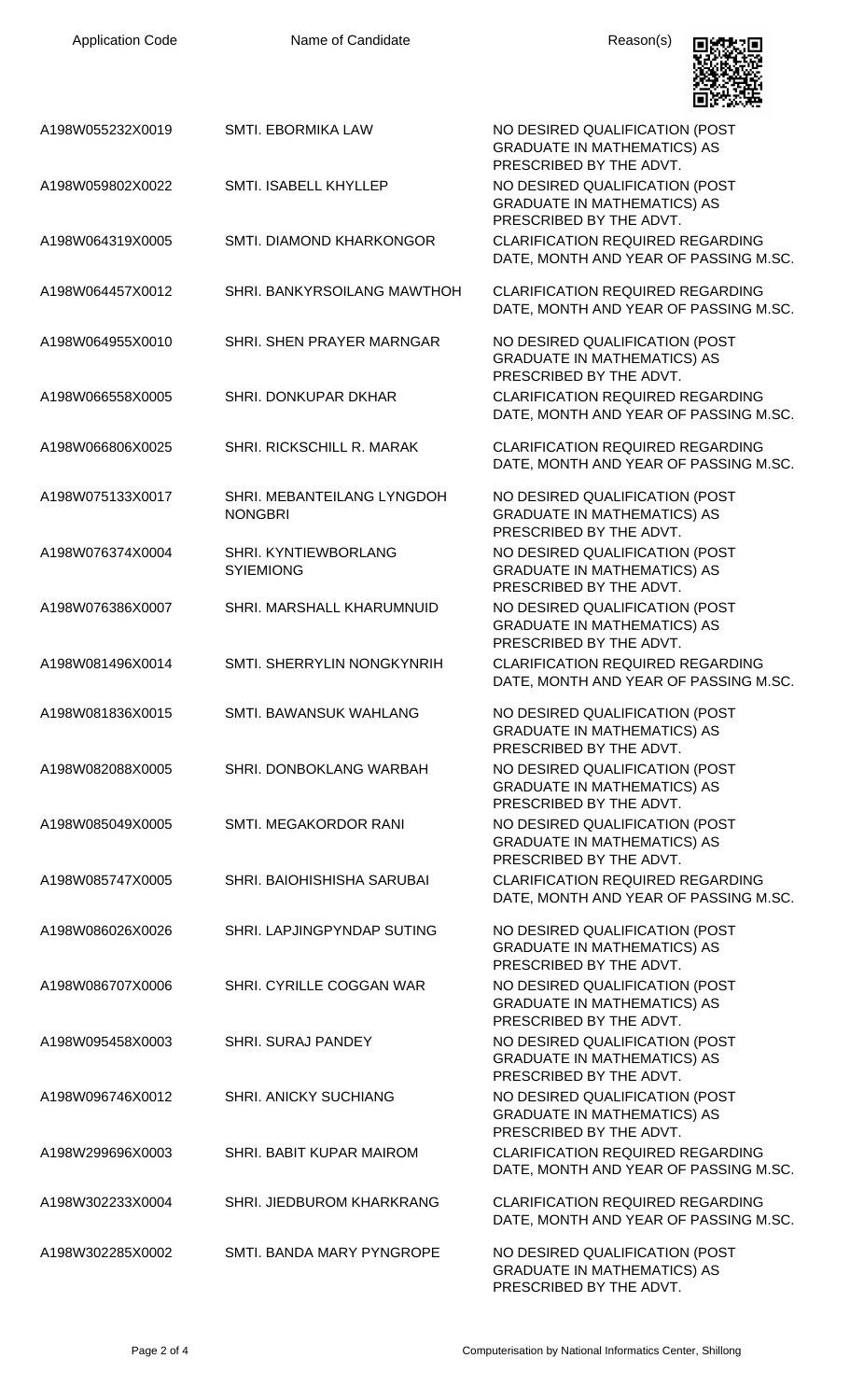| Application Code | Name of Candidate | Reason(s) |
|---|---|---|
| A198W055232X0019 | SMTI. EBORMIKA LAW | NO DESIRED QUALIFICATION (POST GRADUATE IN MATHEMATICS) AS PRESCRIBED BY THE ADVT. |
| A198W059802X0022 | SMTI. ISABELL KHYLLEP | NO DESIRED QUALIFICATION (POST GRADUATE IN MATHEMATICS) AS PRESCRIBED BY THE ADVT. |
| A198W064319X0005 | SMTI. DIAMOND KHARKONGOR | CLARIFICATION REQUIRED REGARDING DATE, MONTH AND YEAR OF PASSING M.SC. |
| A198W064457X0012 | SHRI. BANKYRSOILANG MAWTHOH | CLARIFICATION REQUIRED REGARDING DATE, MONTH AND YEAR OF PASSING M.SC. |
| A198W064955X0010 | SHRI. SHEN PRAYER MARNGAR | NO DESIRED QUALIFICATION (POST GRADUATE IN MATHEMATICS) AS PRESCRIBED BY THE ADVT. |
| A198W066558X0005 | SHRI. DONKUPAR DKHAR | CLARIFICATION REQUIRED REGARDING DATE, MONTH AND YEAR OF PASSING M.SC. |
| A198W066806X0025 | SHRI. RICKSCHILL R. MARAK | CLARIFICATION REQUIRED REGARDING DATE, MONTH AND YEAR OF PASSING M.SC. |
| A198W075133X0017 | SHRI. MEBANTEILANG LYNGDOH NONGBRI | NO DESIRED QUALIFICATION (POST GRADUATE IN MATHEMATICS) AS PRESCRIBED BY THE ADVT. |
| A198W076374X0004 | SHRI. KYNTIEWBORLANG SYIEMIONG | NO DESIRED QUALIFICATION (POST GRADUATE IN MATHEMATICS) AS PRESCRIBED BY THE ADVT. |
| A198W076386X0007 | SHRI. MARSHALL KHARUMNUID | NO DESIRED QUALIFICATION (POST GRADUATE IN MATHEMATICS) AS PRESCRIBED BY THE ADVT. |
| A198W081496X0014 | SMTI. SHERRYLIN NONGKYNRIH | CLARIFICATION REQUIRED REGARDING DATE, MONTH AND YEAR OF PASSING M.SC. |
| A198W081836X0015 | SMTI. BAWANSUK WAHLANG | NO DESIRED QUALIFICATION (POST GRADUATE IN MATHEMATICS) AS PRESCRIBED BY THE ADVT. |
| A198W082088X0005 | SHRI. DONBOKLANG WARBAH | NO DESIRED QUALIFICATION (POST GRADUATE IN MATHEMATICS) AS PRESCRIBED BY THE ADVT. |
| A198W085049X0005 | SMTI. MEGAKORDOR RANI | NO DESIRED QUALIFICATION (POST GRADUATE IN MATHEMATICS) AS PRESCRIBED BY THE ADVT. |
| A198W085747X0005 | SHRI. BAIOHISHISHA SARUBAI | CLARIFICATION REQUIRED REGARDING DATE, MONTH AND YEAR OF PASSING M.SC. |
| A198W086026X0026 | SHRI. LAPJINGPYNDAP SUTING | NO DESIRED QUALIFICATION (POST GRADUATE IN MATHEMATICS) AS PRESCRIBED BY THE ADVT. |
| A198W086707X0006 | SHRI. CYRILLE COGGAN WAR | NO DESIRED QUALIFICATION (POST GRADUATE IN MATHEMATICS) AS PRESCRIBED BY THE ADVT. |
| A198W095458X0003 | SHRI. SURAJ PANDEY | NO DESIRED QUALIFICATION (POST GRADUATE IN MATHEMATICS) AS PRESCRIBED BY THE ADVT. |
| A198W096746X0012 | SHRI. ANICKY SUCHIANG | NO DESIRED QUALIFICATION (POST GRADUATE IN MATHEMATICS) AS PRESCRIBED BY THE ADVT. |
| A198W299696X0003 | SHRI. BABIT KUPAR MAIROM | CLARIFICATION REQUIRED REGARDING DATE, MONTH AND YEAR OF PASSING M.SC. |
| A198W302233X0004 | SHRI. JIEDBUROM KHARKRANG | CLARIFICATION REQUIRED REGARDING DATE, MONTH AND YEAR OF PASSING M.SC. |
| A198W302285X0002 | SMTI. BANDA MARY PYNGROPE | NO DESIRED QUALIFICATION (POST GRADUATE IN MATHEMATICS) AS PRESCRIBED BY THE ADVT. |

Computerisation by National Informatics Center, Shillong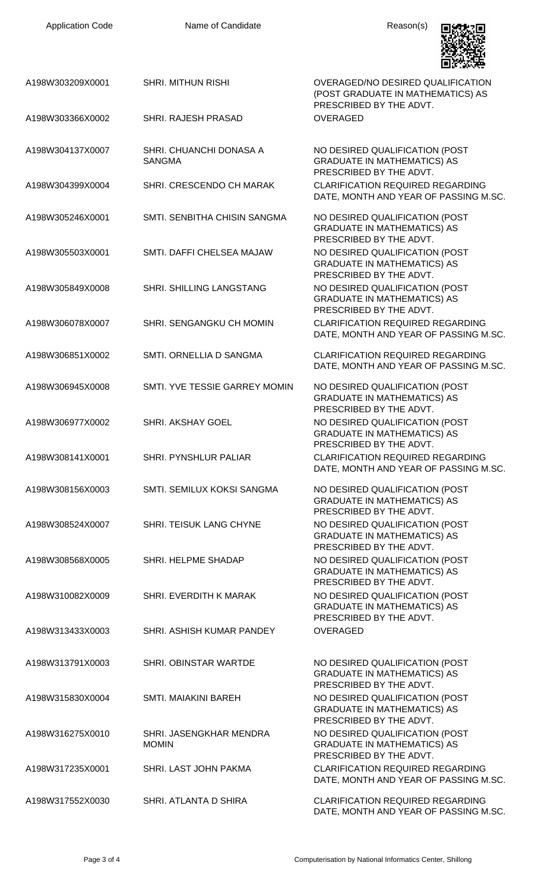| Application Code | Name of Candidate | Reason(s) |
| --- | --- | --- |
| A198W303209X0001 | SHRI. MITHUN RISHI | OVERAGED/NO DESIRED QUALIFICATION (POST GRADUATE IN MATHEMATICS) AS PRESCRIBED BY THE ADVT. |
| A198W303366X0002 | SHRI. RAJESH PRASAD | OVERAGED |
| A198W304137X0007 | SHRI. CHUANCHI DONASA A SANGMA | NO DESIRED QUALIFICATION (POST GRADUATE IN MATHEMATICS) AS PRESCRIBED BY THE ADVT. |
| A198W304399X0004 | SHRI. CRESCENDO CH MARAK | CLARIFICATION REQUIRED REGARDING DATE, MONTH AND YEAR OF PASSING M.SC. |
| A198W305246X0001 | SMTI. SENBITHA CHISIN SANGMA | NO DESIRED QUALIFICATION (POST GRADUATE IN MATHEMATICS) AS PRESCRIBED BY THE ADVT. |
| A198W305503X0001 | SMTI. DAFFI CHELSEA MAJAW | NO DESIRED QUALIFICATION (POST GRADUATE IN MATHEMATICS) AS PRESCRIBED BY THE ADVT. |
| A198W305849X0008 | SHRI. SHILLING LANGSTANG | NO DESIRED QUALIFICATION (POST GRADUATE IN MATHEMATICS) AS PRESCRIBED BY THE ADVT. |
| A198W306078X0007 | SHRI. SENGANGKU CH MOMIN | CLARIFICATION REQUIRED REGARDING DATE, MONTH AND YEAR OF PASSING M.SC. |
| A198W306851X0002 | SMTI. ORNELLIA D SANGMA | CLARIFICATION REQUIRED REGARDING DATE, MONTH AND YEAR OF PASSING M.SC. |
| A198W306945X0008 | SMTI. YVE TESSIE GARREY MOMIN | NO DESIRED QUALIFICATION (POST GRADUATE IN MATHEMATICS) AS PRESCRIBED BY THE ADVT. |
| A198W306977X0002 | SHRI. AKSHAY GOEL | NO DESIRED QUALIFICATION (POST GRADUATE IN MATHEMATICS) AS PRESCRIBED BY THE ADVT. |
| A198W308141X0001 | SHRI. PYNSHLUR PALIAR | CLARIFICATION REQUIRED REGARDING DATE, MONTH AND YEAR OF PASSING M.SC. |
| A198W308156X0003 | SMTI. SEMILUX KOKSI SANGMA | NO DESIRED QUALIFICATION (POST GRADUATE IN MATHEMATICS) AS PRESCRIBED BY THE ADVT. |
| A198W308524X0007 | SHRI. TEISUK LANG CHYNE | NO DESIRED QUALIFICATION (POST GRADUATE IN MATHEMATICS) AS PRESCRIBED BY THE ADVT. |
| A198W308568X0005 | SHRI. HELPME SHADAP | NO DESIRED QUALIFICATION (POST GRADUATE IN MATHEMATICS) AS PRESCRIBED BY THE ADVT. |
| A198W310082X0009 | SHRI. EVERDITH K MARAK | NO DESIRED QUALIFICATION (POST GRADUATE IN MATHEMATICS) AS PRESCRIBED BY THE ADVT. |
| A198W313433X0003 | SHRI. ASHISH KUMAR PANDEY | OVERAGED |
| A198W313791X0003 | SHRI. OBINSTAR WARTDE | NO DESIRED QUALIFICATION (POST GRADUATE IN MATHEMATICS) AS PRESCRIBED BY THE ADVT. |
| A198W315830X0004 | SMTI. MAIAKINI BAREH | NO DESIRED QUALIFICATION (POST GRADUATE IN MATHEMATICS) AS PRESCRIBED BY THE ADVT. |
| A198W316275X0010 | SHRI. JASENGKHAR MENDRA MOMIN | NO DESIRED QUALIFICATION (POST GRADUATE IN MATHEMATICS) AS PRESCRIBED BY THE ADVT. |
| A198W317235X0001 | SHRI. LAST JOHN PAKMA | CLARIFICATION REQUIRED REGARDING DATE, MONTH AND YEAR OF PASSING M.SC. |
| A198W317552X0030 | SHRI. ATLANTA D SHIRA | CLARIFICATION REQUIRED REGARDING DATE, MONTH AND YEAR OF PASSING M.SC. |

Computerisation by National Informatics Center, Shillong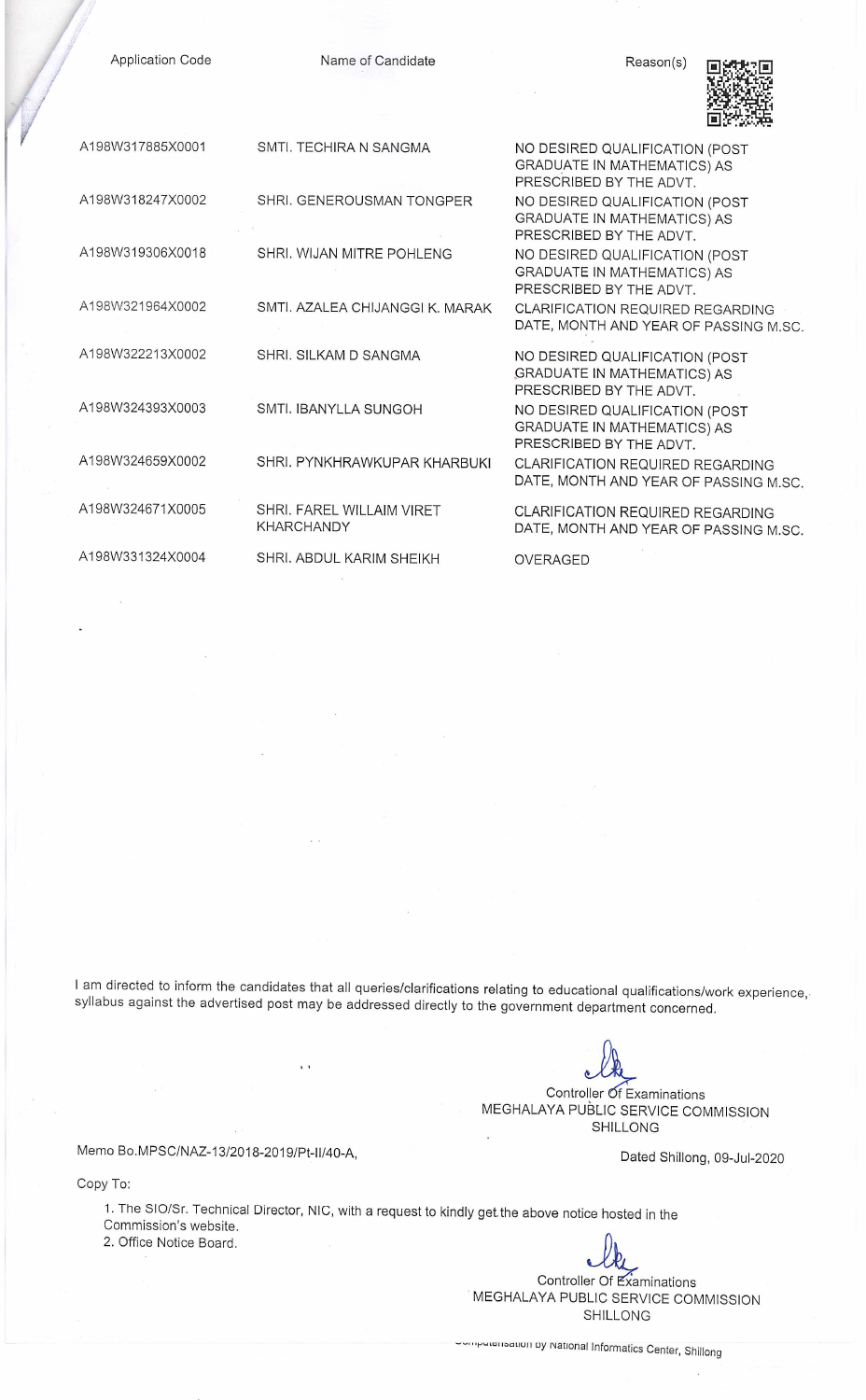| Application Code | Name of Candidate | Reason(s) |
|---|---|---|
| A198W317885X0001 | SMTI. TECHIRA N SANGMA | NO DESIRED QUALIFICATION (POST GRADUATE IN MATHEMATICS) AS PRESCRIBED BY THE ADVT. |
| A198W318247X0002 | SHRI. GENEROUSMAN TONGPER | NO DESIRED QUALIFICATION (POST GRADUATE IN MATHEMATICS) AS PRESCRIBED BY THE ADVT. |
| A198W319306X0018 | SHRI. WIJAN MITRE POHLENG | NO DESIRED QUALIFICATION (POST GRADUATE IN MATHEMATICS) AS PRESCRIBED BY THE ADVT. |
| A198W321964X0002 | SMTI. AZALEA CHIJANGGI K. MARAK | CLARIFICATION REQUIRED REGARDING DATE, MONTH AND YEAR OF PASSING M.SC. |
| A198W322213X0002 | SHRI. SILKAM D SANGMA | NO DESIRED QUALIFICATION (POST GRADUATE IN MATHEMATICS) AS PRESCRIBED BY THE ADVT. |
| A198W324393X0003 | SMTI. IBANYLLA SUNGOH | NO DESIRED QUALIFICATION (POST GRADUATE IN MATHEMATICS) AS PRESCRIBED BY THE ADVT. |
| A198W324659X0002 | SHRI. PYNKHRAWKUPAR KHARBUKI | CLARIFICATION REQUIRED REGARDING DATE, MONTH AND YEAR OF PASSING M.SC. |
| A198W324671X0005 | SHRI. FAREL WILLAIM VIRET KHARCHANDY | CLARIFICATION REQUIRED REGARDING DATE, MONTH AND YEAR OF PASSING M.SC. |
| A198W331324X0004 | SHRI. ABDUL KARIM SHEIKH | OVERAGED |

I am directed to inform the candidates that all queries/clarifications relating to educational qualifications/work experience, syllabus against the advertised post may be addressed directly to the government department concerned.

Controller Of Examinations
MEGHALAYA PUBLIC SERVICE COMMISSION
SHILLONG

Memo Bo.MPSC/NAZ-13/2018-2019/Pt-II/40-A,

Dated Shillong, 09-Jul-2020

Copy To:

1. The SIO/Sr. Technical Director, NIC, with a request to kindly get the above notice hosted in the Commission's website.
2. Office Notice Board.

Controller Of Examinations
MEGHALAYA PUBLIC SERVICE COMMISSION
SHILLONG

Computerisation by National Informatics Center, Shillong